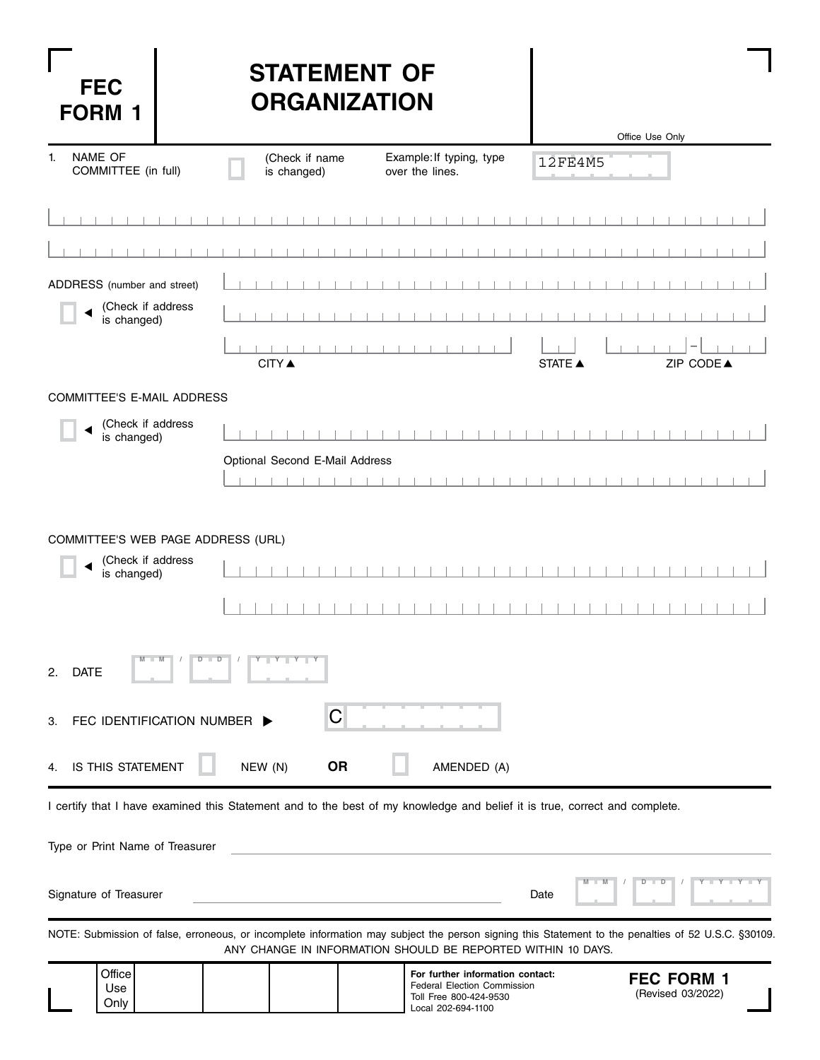# FEC FORM 1

# STATEMENT OF ORGANIZATION

Office Use Only

1. NAME OF COMMITTEE (in full) ☐ (Check if name is changed) Example: If typing, type over the lines. 12FE4M5

ADDRESS (number and street)

☐ ◄ (Check if address is changed)

CITY ▲ STATE ▲ ZIP CODE ▲

COMMITTEE'S E-MAIL ADDRESS

☐ ◄ (Check if address is changed)

Optional Second E-Mail Address

COMMITTEE'S WEB PAGE ADDRESS (URL)

☐ ◄ (Check if address is changed)

2. DATE M M / D D / Y Y Y Y

3. FEC IDENTIFICATION NUMBER ► C

4. IS THIS STATEMENT ☐ NEW (N) **OR** ☐ AMENDED (A)

I certify that I have examined this Statement and to the best of my knowledge and belief it is true, correct and complete.

Type or Print Name of Treasurer

Signature of Treasurer Date M M / D D / Y Y Y Y

NOTE: Submission of false, erroneous, or incomplete information may subject the person signing this Statement to the penalties of 52 U.S.C. §30109.
ANY CHANGE IN INFORMATION SHOULD BE REPORTED WITHIN 10 DAYS.

| Office Use Only | | | | |
|---|---|---|---|---|

**For further information contact:**
Federal Election Commission
Toll Free 800-424-9530
Local 202-694-1100

**FEC FORM 1**
(Revised 03/2022)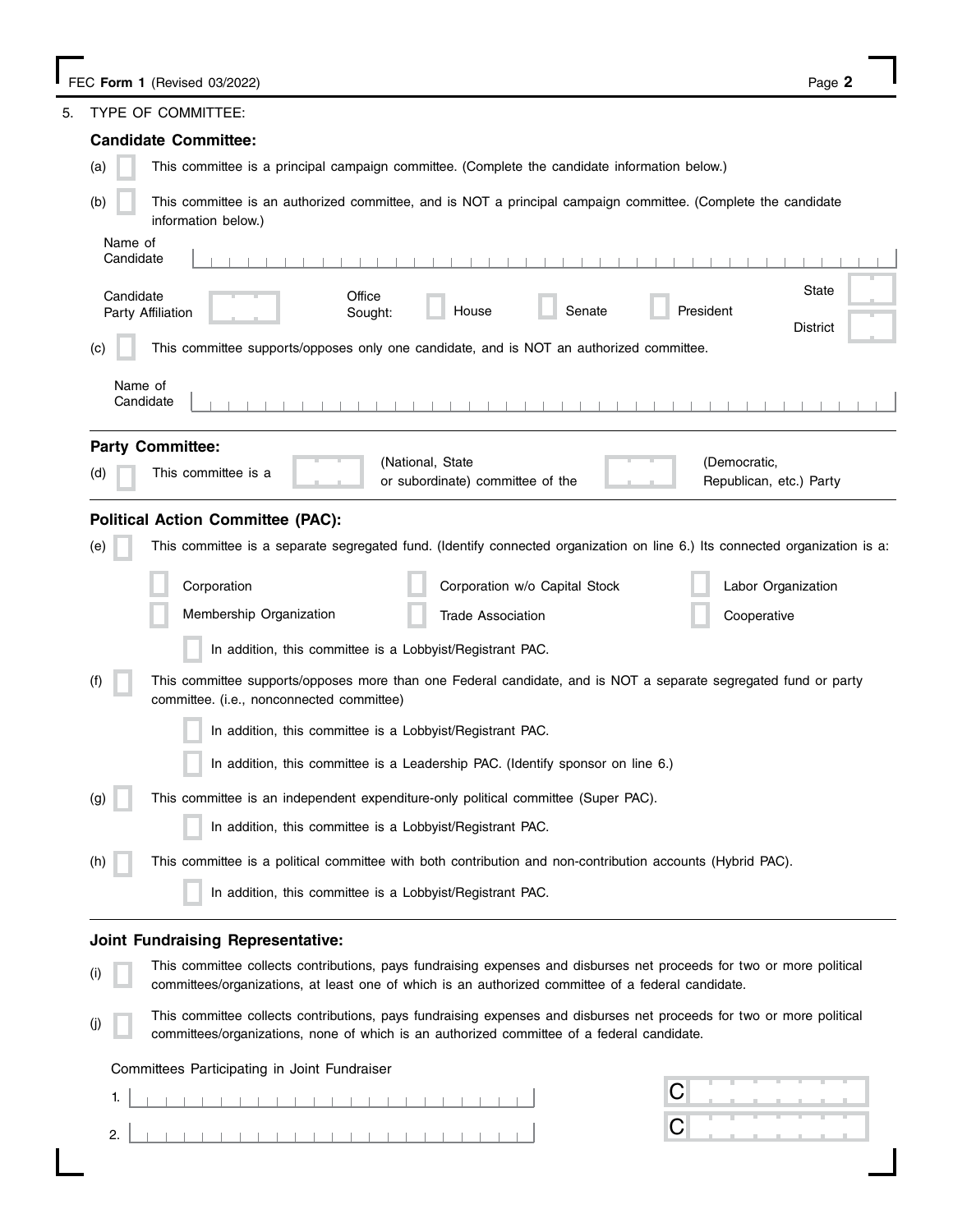5. TYPE OF COMMITTEE:

### Candidate Committee:

(a) ☐ This committee is a principal campaign committee. (Complete the candidate information below.)

(b) ☐ This committee is an authorized committee, and is NOT a principal campaign committee. (Complete the candidate information below.)

Name of Candidate ____________________

Candidate Party Affiliation ______ Office Sought: ☐ House ☐ Senate ☐ President State ______ District ______

(c) ☐ This committee supports/opposes only one candidate, and is NOT an authorized committee.

Name of Candidate ____________________

### Party Committee:

(d) ☐ This committee is a ______ (National, State or subordinate) committee of the ______ (Democratic, Republican, etc.) Party

### Political Action Committee (PAC):

(e) ☐ This committee is a separate segregated fund. (Identify connected organization on line 6.) Its connected organization is a:

☐ Corporation ☐ Corporation w/o Capital Stock ☐ Labor Organization

☐ Membership Organization ☐ Trade Association ☐ Cooperative

☐ In addition, this committee is a Lobbyist/Registrant PAC.

(f) ☐ This committee supports/opposes more than one Federal candidate, and is NOT a separate segregated fund or party committee. (i.e., nonconnected committee)

☐ In addition, this committee is a Lobbyist/Registrant PAC.

☐ In addition, this committee is a Leadership PAC. (Identify sponsor on line 6.)

(g) ☐ This committee is an independent expenditure-only political committee (Super PAC).

☐ In addition, this committee is a Lobbyist/Registrant PAC.

(h) ☐ This committee is a political committee with both contribution and non-contribution accounts (Hybrid PAC).

☐ In addition, this committee is a Lobbyist/Registrant PAC.

### Joint Fundraising Representative:

(i) ☐ This committee collects contributions, pays fundraising expenses and disburses net proceeds for two or more political committees/organizations, at least one of which is an authorized committee of a federal candidate.

(j) ☐ This committee collects contributions, pays fundraising expenses and disburses net proceeds for two or more political committees/organizations, none of which is an authorized committee of a federal candidate.

Committees Participating in Joint Fundraiser

1. ____________________ C ________

2. ____________________ C ________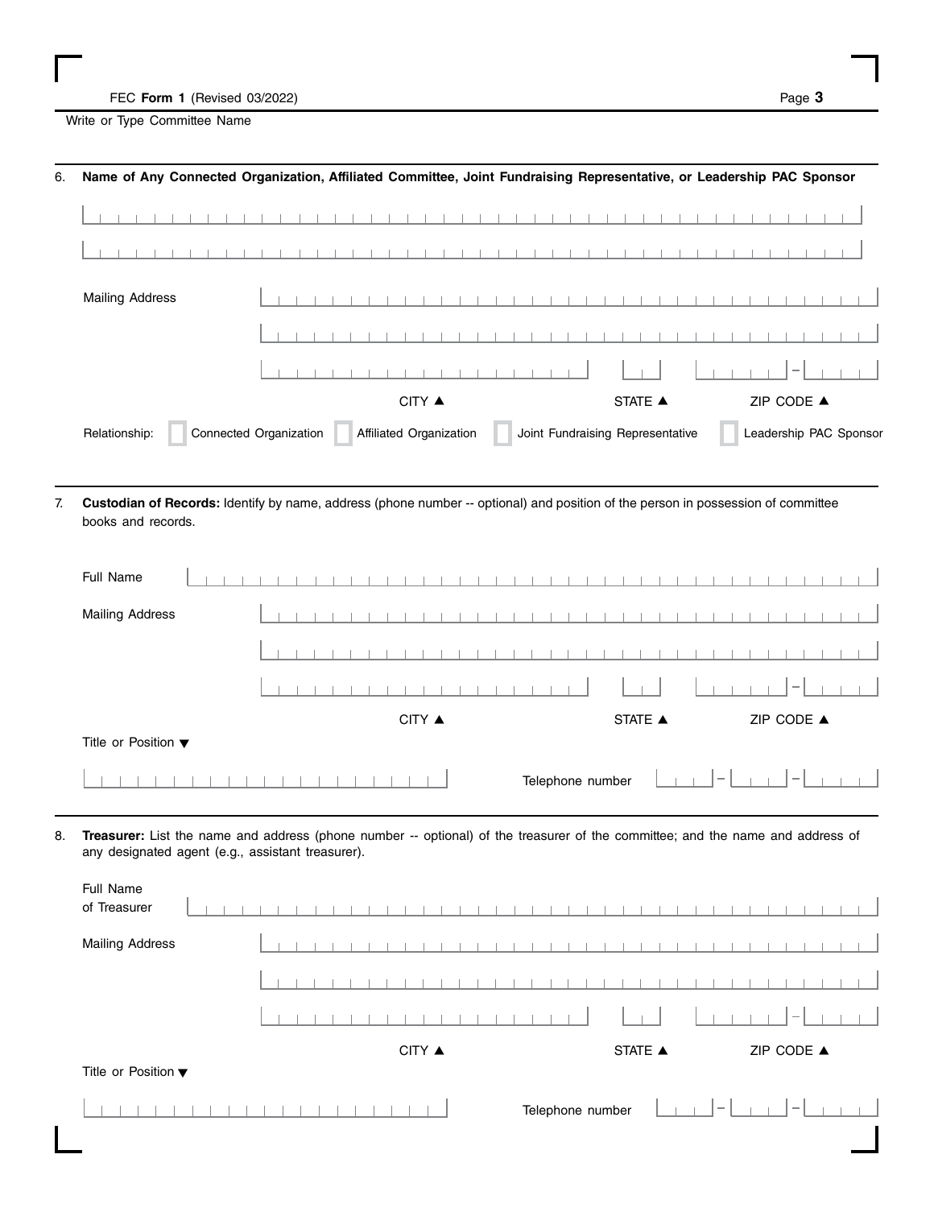Write or Type Committee Name

**6. Name of Any Connected Organization, Affiliated Committee, Joint Fundraising Representative, or Leadership PAC Sponsor**

Mailing Address

CITY ▲ STATE ▲ ZIP CODE ▲

Relationship: ☐ Connected Organization ☐ Affiliated Organization ☐ Joint Fundraising Representative ☐ Leadership PAC Sponsor

7. **Custodian of Records:** Identify by name, address (phone number -- optional) and position of the person in possession of committee books and records.

Full Name

Mailing Address

CITY ▲ STATE ▲ ZIP CODE ▲

Title or Position ▼

Telephone number

8. **Treasurer:** List the name and address (phone number -- optional) of the treasurer of the committee; and the name and address of any designated agent (e.g., assistant treasurer).

Full Name of Treasurer

Mailing Address

CITY ▲ STATE ▲ ZIP CODE ▲

Title or Position ▼

Telephone number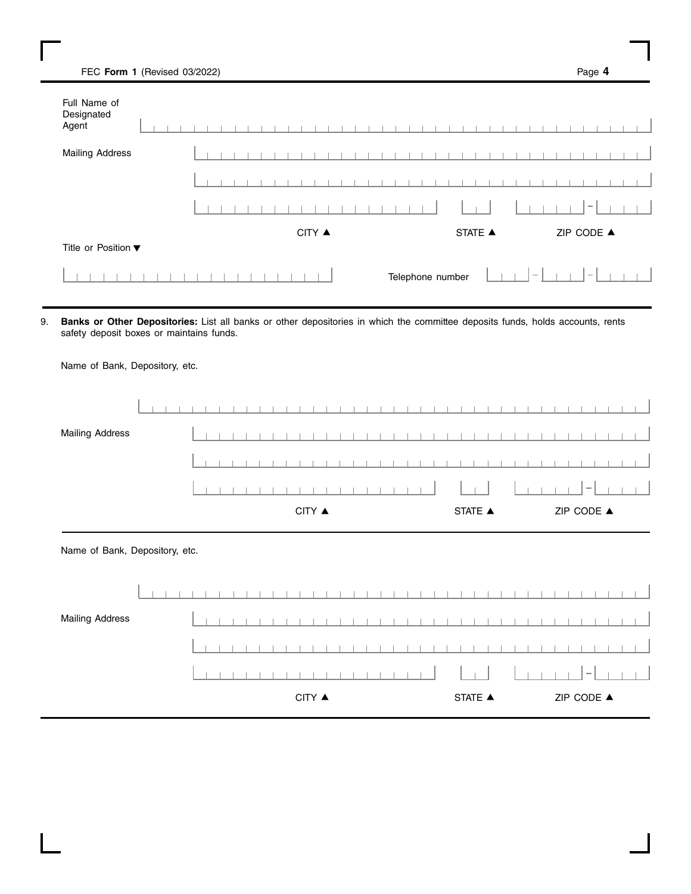Full Name of Designated Agent

Mailing Address

CITY ▲ STATE ▲ ZIP CODE ▲

Title or Position ▼

Telephone number

9. **Banks or Other Depositories:** List all banks or other depositories in which the committee deposits funds, holds accounts, rents safety deposit boxes or maintains funds.

Name of Bank, Depository, etc.

Mailing Address

CITY ▲ STATE ▲ ZIP CODE ▲

Name of Bank, Depository, etc.

Mailing Address

CITY ▲ STATE ▲ ZIP CODE ▲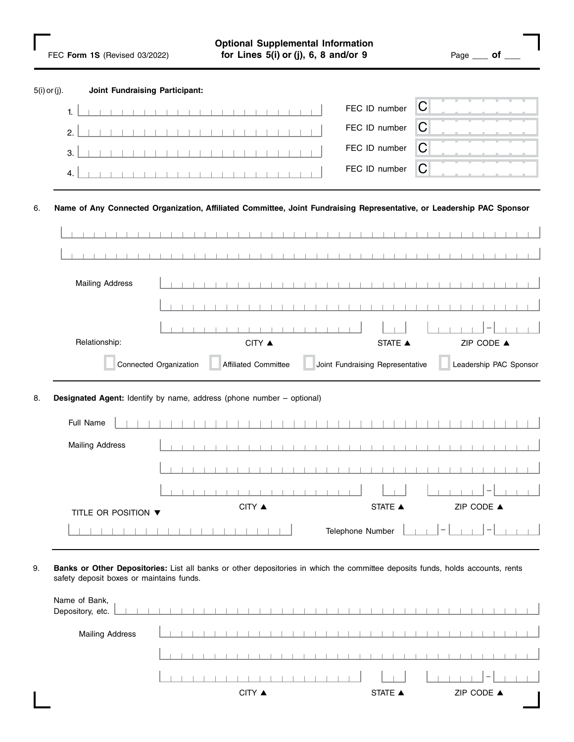FEC **Form 1S** (Revised 03/2022)

## Optional Supplemental Information for Lines 5(i) or (j), 6, 8 and/or 9

Page ___ **of** ___

5(i) or (j). **Joint Fundraising Participant:**

1. FEC ID number C

2. FEC ID number C

3. FEC ID number C

4. FEC ID number C

6. **Name of Any Connected Organization, Affiliated Committee, Joint Fundraising Representative, or Leadership PAC Sponsor**

Mailing Address

CITY ▲ STATE ▲ ZIP CODE ▲

Relationship:

☐ Connected Organization ☐ Affiliated Committee ☐ Joint Fundraising Representative ☐ Leadership PAC Sponsor

8. **Designated Agent:** Identify by name, address (phone number – optional)

Full Name

Mailing Address

CITY ▲ STATE ▲ ZIP CODE ▲

TITLE OR POSITION ▼

Telephone Number

9. **Banks or Other Depositories:** List all banks or other depositories in which the committee deposits funds, holds accounts, rents safety deposit boxes or maintains funds.

Name of Bank, Depository, etc.

Mailing Address

CITY ▲ STATE ▲ ZIP CODE ▲